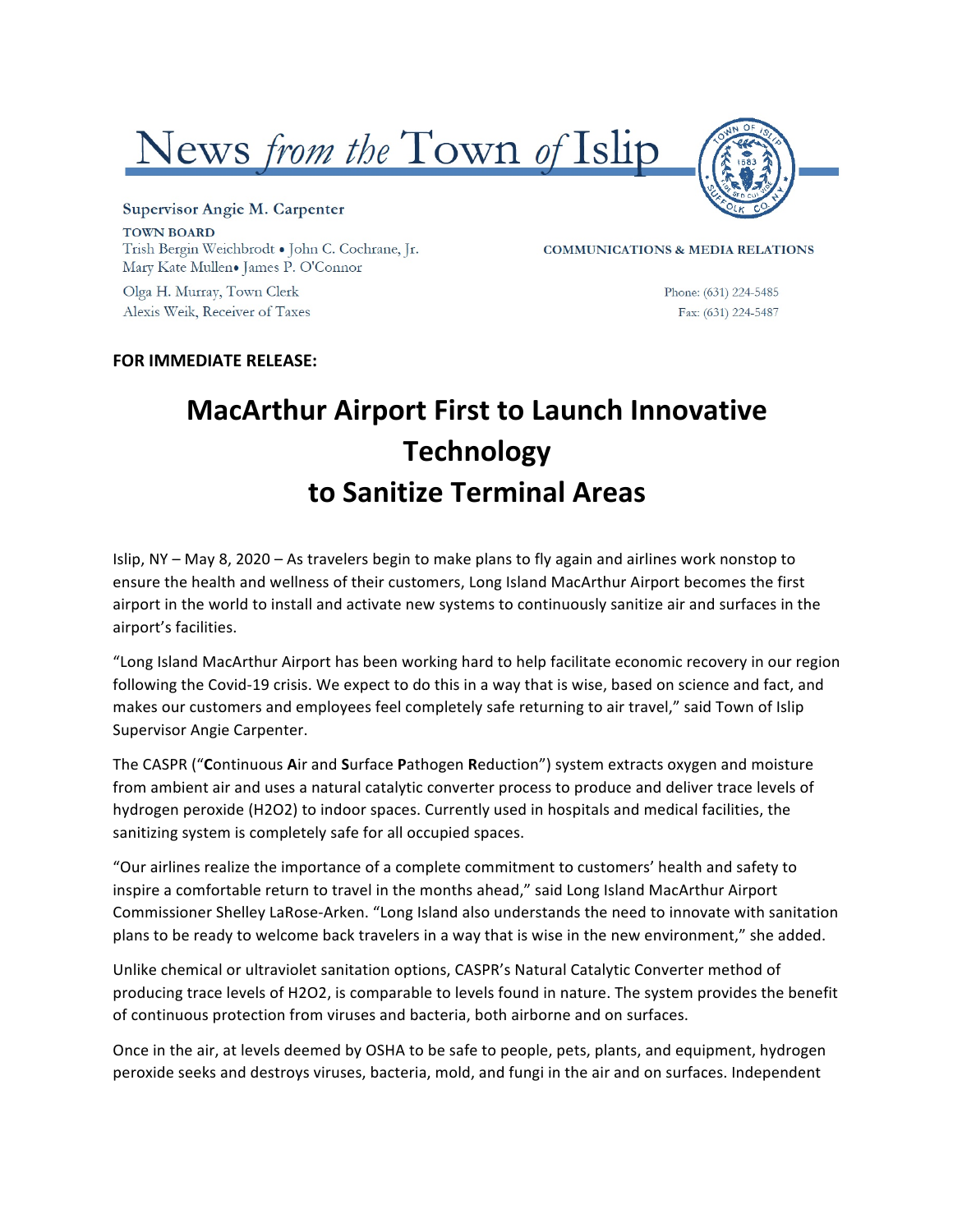# News *from the* Town *of* Islip

**Supervisor Angie M. Carpenter**

**TOWN BOARD**
Trish Bergin Weichbrodt • John C. Cochrane, Jr.
Mary Kate Mullen• James P. O'Connor

Olga H. Murray, Town Clerk
Alexis Weik, Receiver of Taxes

**COMMUNICATIONS & MEDIA RELATIONS**

Phone: (631) 224-5485
Fax: (631) 224-5487

**FOR IMMEDIATE RELEASE:**

# MacArthur Airport First to Launch Innovative Technology to Sanitize Terminal Areas

Islip, NY – May 8, 2020 – As travelers begin to make plans to fly again and airlines work nonstop to ensure the health and wellness of their customers, Long Island MacArthur Airport becomes the first airport in the world to install and activate new systems to continuously sanitize air and surfaces in the airport's facilities.

"Long Island MacArthur Airport has been working hard to help facilitate economic recovery in our region following the Covid-19 crisis. We expect to do this in a way that is wise, based on science and fact, and makes our customers and employees feel completely safe returning to air travel," said Town of Islip Supervisor Angie Carpenter.

The CASPR ("**C**ontinuous **A**ir and **S**urface **P**athogen **R**eduction") system extracts oxygen and moisture from ambient air and uses a natural catalytic converter process to produce and deliver trace levels of hydrogen peroxide ($H_2O_2$) to indoor spaces. Currently used in hospitals and medical facilities, the sanitizing system is completely safe for all occupied spaces.

"Our airlines realize the importance of a complete commitment to customers' health and safety to inspire a comfortable return to travel in the months ahead," said Long Island MacArthur Airport Commissioner Shelley LaRose-Arken. "Long Island also understands the need to innovate with sanitation plans to be ready to welcome back travelers in a way that is wise in the new environment," she added.

Unlike chemical or ultraviolet sanitation options, CASPR's Natural Catalytic Converter method of producing trace levels of $H_2O_2$, is comparable to levels found in nature. The system provides the benefit of continuous protection from viruses and bacteria, both airborne and on surfaces.

Once in the air, at levels deemed by OSHA to be safe to people, pets, plants, and equipment, hydrogen peroxide seeks and destroys viruses, bacteria, mold, and fungi in the air and on surfaces. Independent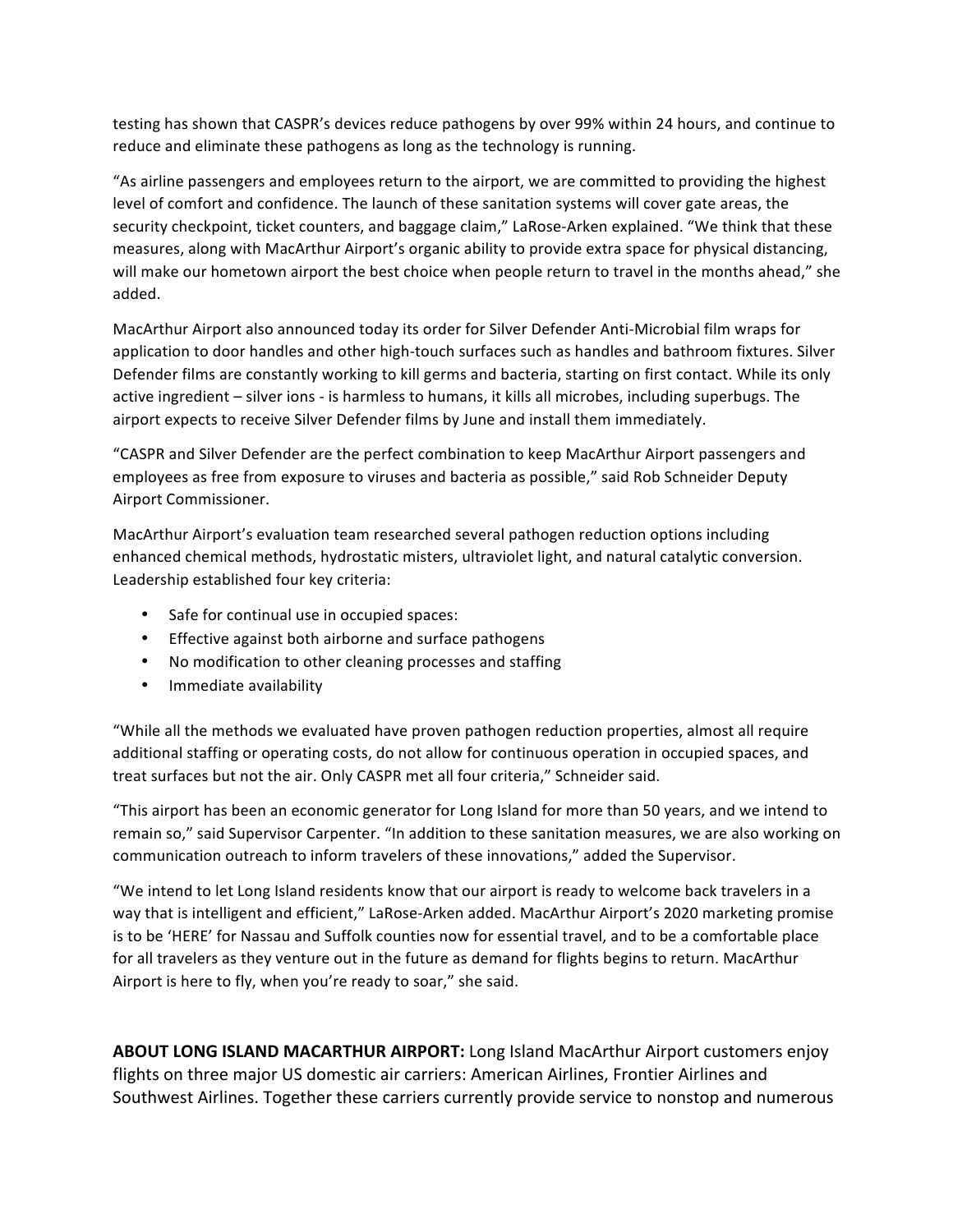testing has shown that CASPR's devices reduce pathogens by over 99% within 24 hours, and continue to reduce and eliminate these pathogens as long as the technology is running.

"As airline passengers and employees return to the airport, we are committed to providing the highest level of comfort and confidence. The launch of these sanitation systems will cover gate areas, the security checkpoint, ticket counters, and baggage claim," LaRose-Arken explained. "We think that these measures, along with MacArthur Airport's organic ability to provide extra space for physical distancing, will make our hometown airport the best choice when people return to travel in the months ahead," she added.

MacArthur Airport also announced today its order for Silver Defender Anti-Microbial film wraps for application to door handles and other high-touch surfaces such as handles and bathroom fixtures. Silver Defender films are constantly working to kill germs and bacteria, starting on first contact. While its only active ingredient – silver ions - is harmless to humans, it kills all microbes, including superbugs. The airport expects to receive Silver Defender films by June and install them immediately.

"CASPR and Silver Defender are the perfect combination to keep MacArthur Airport passengers and employees as free from exposure to viruses and bacteria as possible," said Rob Schneider Deputy Airport Commissioner.

MacArthur Airport's evaluation team researched several pathogen reduction options including enhanced chemical methods, hydrostatic misters, ultraviolet light, and natural catalytic conversion. Leadership established four key criteria:

- Safe for continual use in occupied spaces:
- Effective against both airborne and surface pathogens
- No modification to other cleaning processes and staffing
- Immediate availability

"While all the methods we evaluated have proven pathogen reduction properties, almost all require additional staffing or operating costs, do not allow for continuous operation in occupied spaces, and treat surfaces but not the air. Only CASPR met all four criteria," Schneider said.

"This airport has been an economic generator for Long Island for more than 50 years, and we intend to remain so," said Supervisor Carpenter. "In addition to these sanitation measures, we are also working on communication outreach to inform travelers of these innovations," added the Supervisor.

"We intend to let Long Island residents know that our airport is ready to welcome back travelers in a way that is intelligent and efficient," LaRose-Arken added. MacArthur Airport's 2020 marketing promise is to be 'HERE' for Nassau and Suffolk counties now for essential travel, and to be a comfortable place for all travelers as they venture out in the future as demand for flights begins to return. MacArthur Airport is here to fly, when you're ready to soar," she said.

**ABOUT LONG ISLAND MACARTHUR AIRPORT:** Long Island MacArthur Airport customers enjoy flights on three major US domestic air carriers: American Airlines, Frontier Airlines and Southwest Airlines. Together these carriers currently provide service to nonstop and numerous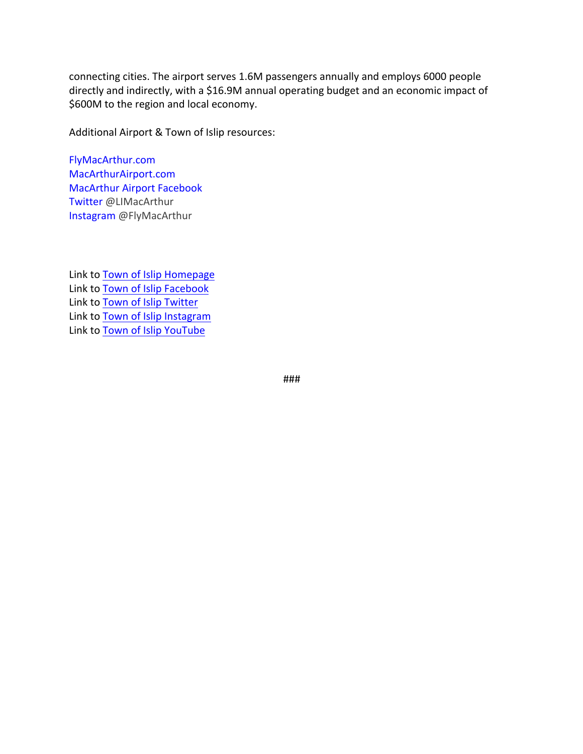connecting cities. The airport serves 1.6M passengers annually and employs 6000 people directly and indirectly, with a $16.9M annual operating budget and an economic impact of $600M to the region and local economy.

Additional Airport & Town of Islip resources:

FlyMacArthur.com
MacArthurAirport.com
MacArthur Airport Facebook
Twitter @LIMacArthur
Instagram @FlyMacArthur

Link to Town of Islip Homepage
Link to Town of Islip Facebook
Link to Town of Islip Twitter
Link to Town of Islip Instagram
Link to Town of Islip YouTube

###